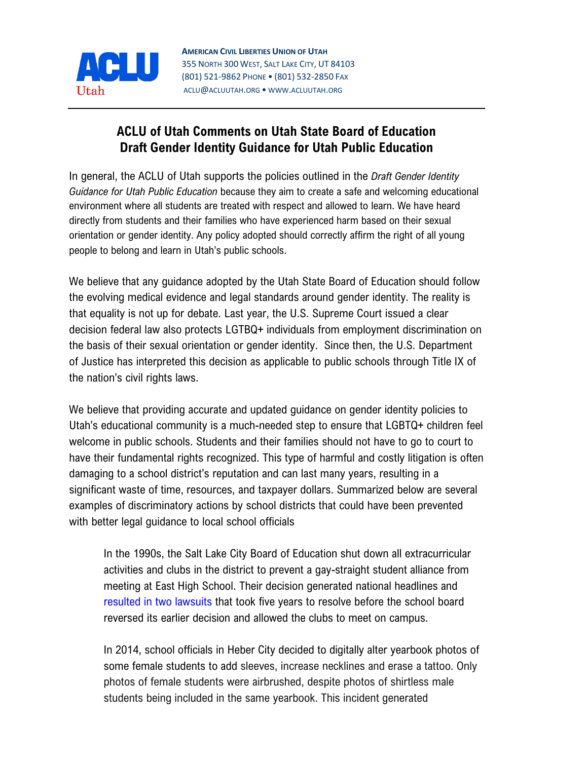**AMERICAN CIVIL LIBERTIES UNION OF UTAH**
355 NORTH 300 WEST, SALT LAKE CITY, UT 84103
(801) 521-9862 PHONE • (801) 532-2850 FAX
ACLU@ACLUUTAH.ORG • WWW.ACLUUTAH.ORG

# ACLU of Utah Comments on Utah State Board of Education Draft Gender Identity Guidance for Utah Public Education

In general, the ACLU of Utah supports the policies outlined in the *Draft Gender Identity Guidance for Utah Public Education* because they aim to create a safe and welcoming educational environment where all students are treated with respect and allowed to learn. We have heard directly from students and their families who have experienced harm based on their sexual orientation or gender identity. Any policy adopted should correctly affirm the right of all young people to belong and learn in Utah's public schools.

We believe that any guidance adopted by the Utah State Board of Education should follow the evolving medical evidence and legal standards around gender identity. The reality is that equality is not up for debate. Last year, the U.S. Supreme Court issued a clear decision federal law also protects LGTBQ+ individuals from employment discrimination on the basis of their sexual orientation or gender identity. Since then, the U.S. Department of Justice has interpreted this decision as applicable to public schools through Title IX of the nation's civil rights laws.

We believe that providing accurate and updated guidance on gender identity policies to Utah's educational community is a much-needed step to ensure that LGBTQ+ children feel welcome in public schools. Students and their families should not have to go to court to have their fundamental rights recognized. This type of harmful and costly litigation is often damaging to a school district's reputation and can last many years, resulting in a significant waste of time, resources, and taxpayer dollars. Summarized below are several examples of discriminatory actions by school districts that could have been prevented with better legal guidance to local school officials

> In the 1990s, the Salt Lake City Board of Education shut down all extracurricular activities and clubs in the district to prevent a gay-straight student alliance from meeting at East High School. Their decision generated national headlines and resulted in two lawsuits that took five years to resolve before the school board reversed its earlier decision and allowed the clubs to meet on campus.
>
> In 2014, school officials in Heber City decided to digitally alter yearbook photos of some female students to add sleeves, increase necklines and erase a tattoo. Only photos of female students were airbrushed, despite photos of shirtless male students being included in the same yearbook. This incident generated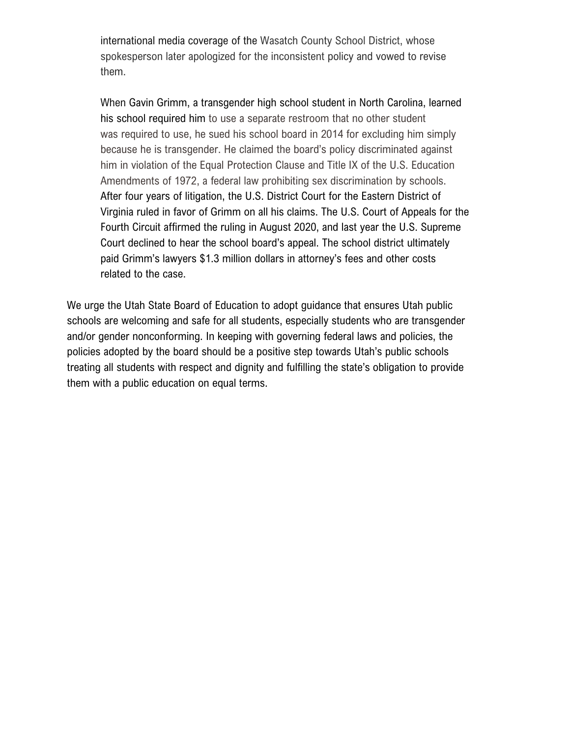international media coverage of the Wasatch County School District, whose spokesperson later apologized for the inconsistent policy and vowed to revise them.

When Gavin Grimm, a transgender high school student in North Carolina, learned his school required him to use a separate restroom that no other student was required to use, he sued his school board in 2014 for excluding him simply because he is transgender. He claimed the board's policy discriminated against him in violation of the Equal Protection Clause and Title IX of the U.S. Education Amendments of 1972, a federal law prohibiting sex discrimination by schools. After four years of litigation, the U.S. District Court for the Eastern District of Virginia ruled in favor of Grimm on all his claims. The U.S. Court of Appeals for the Fourth Circuit affirmed the ruling in August 2020, and last year the U.S. Supreme Court declined to hear the school board's appeal. The school district ultimately paid Grimm's lawyers $1.3 million dollars in attorney's fees and other costs related to the case.

We urge the Utah State Board of Education to adopt guidance that ensures Utah public schools are welcoming and safe for all students, especially students who are transgender and/or gender nonconforming. In keeping with governing federal laws and policies, the policies adopted by the board should be a positive step towards Utah's public schools treating all students with respect and dignity and fulfilling the state's obligation to provide them with a public education on equal terms.